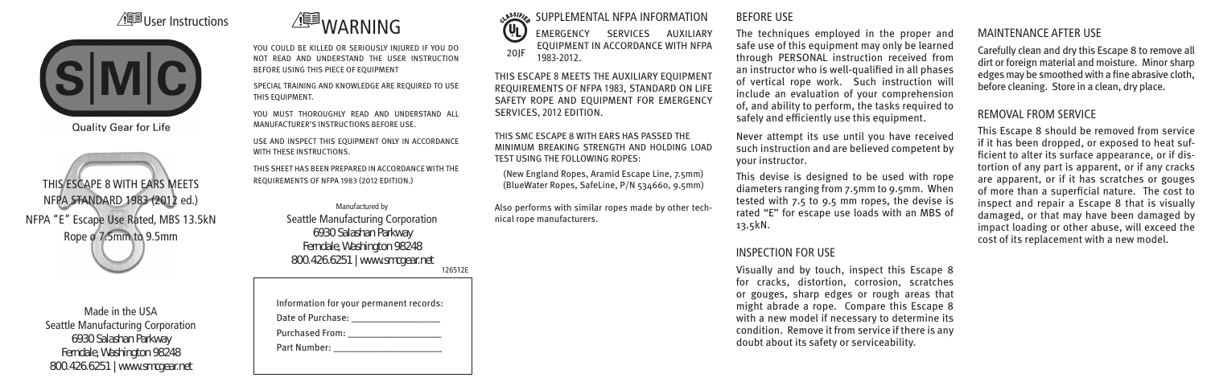## User Instructions

S|M|C

Quality Gear for Life

THIS ESCAPE 8 WITH EARS MEETS NFPA STANDARD 1983 (2012 ed.)
NFPA "E" Escape Use Rated, MBS 13.5kN
Rope ø 7.5mm to 9.5mm

Made in the USA
Seattle Manufacturing Corporation
6930 Salashan Parkway
Ferndale, Washington 98248
800.426.6251 | www.smcgear.net

# WARNING

YOU COULD BE KILLED OR SERIOUSLY INJURED IF YOU DO NOT READ AND UNDERSTAND THE USER INSTRUCTION BEFORE USING THIS PIECE OF EQUIPMENT

SPECIAL TRAINING AND KNOWLEDGE ARE REQUIRED TO USE THIS EQUIPMENT.

YOU MUST THOROUGHLY READ AND UNDERSTAND ALL MANUFACTURER'S INSTRUCTIONS BEFORE USE.

USE AND INSPECT THIS EQUIPMENT ONLY IN ACCORDANCE WITH THESE INSTRUCTIONS.

THIS SHEET HAS BEEN PREPARED IN ACCORDANCE WITH THE REQUIREMENTS OF NFPA 1983 (2012 EDITION.)

Manufactured by
Seattle Manufacturing Corporation
6930 Salashan Parkway
Ferndale, Washington 98248
800.426.6251 | www.smcgear.net

126512E

Information for your permanent records:

Date of Purchase: ________________

Purchased From: ________________

Part Number: ________________

## SUPPLEMENTAL NFPA INFORMATION

EMERGENCY SERVICES AUXILIARY EQUIPMENT IN ACCORDANCE WITH NFPA 1983-2012.

20JF

THIS ESCAPE 8 MEETS THE AUXILIARY EQUIPMENT REQUIREMENTS OF NFPA 1983, STANDARD ON LIFE SAFETY ROPE AND EQUIPMENT FOR EMERGENCY SERVICES, 2012 EDITION.

THIS SMC ESCAPE 8 WITH EARS HAS PASSED THE MINIMUM BREAKING STRENGTH AND HOLDING LOAD TEST USING THE FOLLOWING ROPES:

(New England Ropes, Aramid Escape Line, 7.5mm)
(BlueWater Ropes, SafeLine, P/N 534660, 9.5mm)

Also performs with similar ropes made by other technical rope manufacturers.

## BEFORE USE

The techniques employed in the proper and safe use of this equipment may only be learned through PERSONAL instruction received from an instructor who is well-qualified in all phases of vertical rope work. Such instruction will include an evaluation of your comprehension of, and ability to perform, the tasks required to safely and efficiently use this equipment.

Never attempt its use until you have received such instruction and are believed competent by your instructor.

This devise is designed to be used with rope diameters ranging from 7.5mm to 9.5mm. When tested with 7.5 to 9.5 mm ropes, the devise is rated "E" for escape use loads with an MBS of 13.5kN.

## INSPECTION FOR USE

Visually and by touch, inspect this Escape 8 for cracks, distortion, corrosion, scratches or gouges, sharp edges or rough areas that might abrade a rope. Compare this Escape 8 with a new model if necessary to determine its condition. Remove it from service if there is any doubt about its safety or serviceability.

## MAINTENANCE AFTER USE

Carefully clean and dry this Escape 8 to remove all dirt or foreign material and moisture. Minor sharp edges may be smoothed with a fine abrasive cloth, before cleaning. Store in a clean, dry place.

## REMOVAL FROM SERVICE

This Escape 8 should be removed from service if it has been dropped, or exposed to heat sufficient to alter its surface appearance, or if distortion of any part is apparent, or if any cracks are apparent, or if it has scratches or gouges of more than a superficial nature. The cost to inspect and repair a Escape 8 that is visually damaged, or that may have been damaged by impact loading or other abuse, will exceed the cost of its replacement with a new model.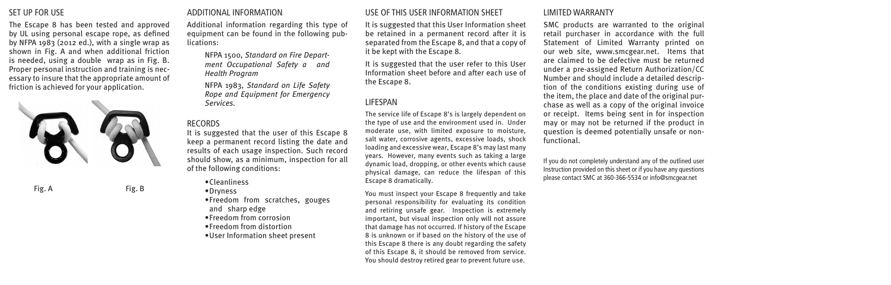## SET UP FOR USE

The Escape 8 has been tested and approved by UL using personal escape rope, as defined by NFPA 1983 (2012 ed.), with a single wrap as shown in Fig. A and when additional friction is needed, using a double wrap as in Fig. B. Proper personal instruction and training is necessary to insure that the appropriate amount of friction is achieved for your application.

Fig. A

Fig. B

## ADDITIONAL INFORMATION

Additional information regarding this type of equipment can be found in the following publications:

NFPA 1500, *Standard on Fire Department Occupational Safety a and Health Program*

NFPA 1983, *Standard on Life Safety Rope and Equipment for Emergency Services.*

## RECORDS

It is suggested that the user of this Escape 8 keep a permanent record listing the date and results of each usage inspection. Such record should show, as a minimum, inspection for all of the following conditions:

- Cleanliness
- Dryness
- Freedom from scratches, gouges and sharp edge
- Freedom from corrosion
- Freedom from distortion
- User Information sheet present

## USE OF THIS USER INFORMATION SHEET

It is suggested that this User Information sheet be retained in a permanent record after it is separated from the Escape 8, and that a copy of it be kept with the Escape 8.

It is suggested that the user refer to this User Information sheet before and after each use of the Escape 8.

## LIFESPAN

The service life of Escape 8's is largely dependent on the type of use and the environment used in. Under moderate use, with limited exposure to moisture, salt water, corrosive agents, excessive loads, shock loading and excessive wear, Escape 8's may last many years. However, many events such as taking a large dynamic load, dropping, or other events which cause physical damage, can reduce the lifespan of this Escape 8 dramatically.

You must inspect your Escape 8 frequently and take personal responsibility for evaluating its condition and retiring unsafe gear. Inspection is extremely important, but visual inspection only will not assure that damage has not occurred. If history of the Escape 8 is unknown or if based on the history of the use of this Escape 8 there is any doubt regarding the safety of this Escape 8, it should be removed from service. You should destroy retired gear to prevent future use.

## LIMITED WARRANTY

SMC products are warranted to the original retail purchaser in accordance with the full Statement of Limited Warranty printed on our web site, www.smcgear.net. Items that are claimed to be defective must be returned under a pre-assigned Return Authorization/CC Number and should include a detailed description of the conditions existing during use of the item, the place and date of the original purchase as well as a copy of the original invoice or receipt. Items being sent in for inspection may or may not be returned if the product in question is deemed potentially unsafe or nonfunctional.

If you do not completely understand any of the outlined user Instruction provided on this sheet or if you have any questions please contact SMC at 360-366-5534 or info@smcgear.net